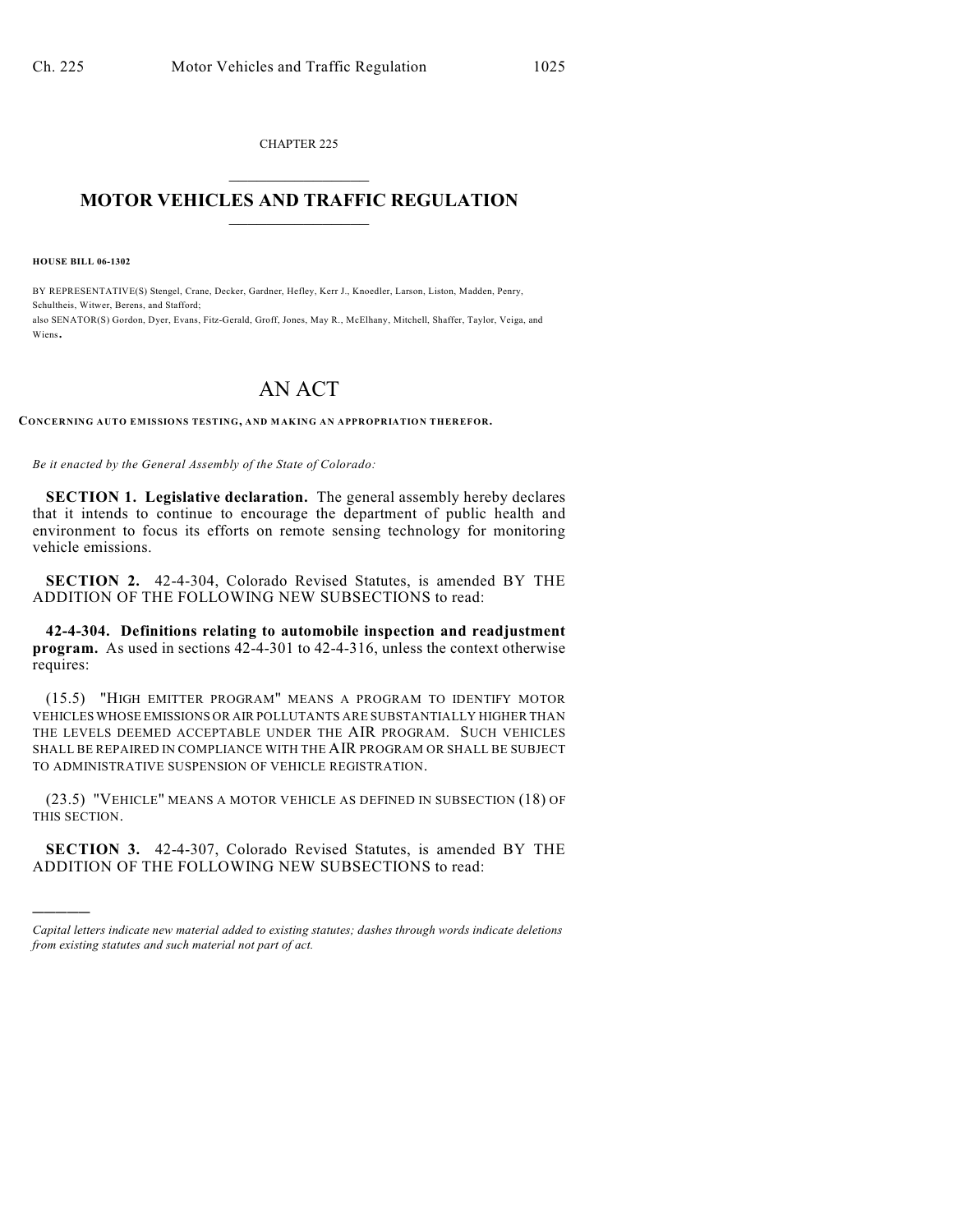CHAPTER 225

# MOTOR VEHICLES AND TRAFFIC REGULATION

**HOUSE BILL 06-1302**

BY REPRESENTATIVE(S) Stengel, Crane, Decker, Gardner, Hefley, Kerr J., Knoedler, Larson, Liston, Madden, Penry, Schultheis, Witwer, Berens, and Stafford;
also SENATOR(S) Gordon, Dyer, Evans, Fitz-Gerald, Groff, Jones, May R., McElhany, Mitchell, Shaffer, Taylor, Veiga, and Wiens.

# AN ACT

**CONCERNING AUTO EMISSIONS TESTING, AND MAKING AN APPROPRIATION THEREFOR.**

*Be it enacted by the General Assembly of the State of Colorado:*

**SECTION 1. Legislative declaration.** The general assembly hereby declares that it intends to continue to encourage the department of public health and environment to focus its efforts on remote sensing technology for monitoring vehicle emissions.

**SECTION 2.** 42-4-304, Colorado Revised Statutes, is amended BY THE ADDITION OF THE FOLLOWING NEW SUBSECTIONS to read:

**42-4-304. Definitions relating to automobile inspection and readjustment program.** As used in sections 42-4-301 to 42-4-316, unless the context otherwise requires:

(15.5) "HIGH EMITTER PROGRAM" MEANS A PROGRAM TO IDENTIFY MOTOR VEHICLES WHOSE EMISSIONS OR AIR POLLUTANTS ARE SUBSTANTIALLY HIGHER THAN THE LEVELS DEEMED ACCEPTABLE UNDER THE AIR PROGRAM. SUCH VEHICLES SHALL BE REPAIRED IN COMPLIANCE WITH THE AIR PROGRAM OR SHALL BE SUBJECT TO ADMINISTRATIVE SUSPENSION OF VEHICLE REGISTRATION.

(23.5) "VEHICLE" MEANS A MOTOR VEHICLE AS DEFINED IN SUBSECTION (18) OF THIS SECTION.

**SECTION 3.** 42-4-307, Colorado Revised Statutes, is amended BY THE ADDITION OF THE FOLLOWING NEW SUBSECTIONS to read:

---

*Capital letters indicate new material added to existing statutes; dashes through words indicate deletions from existing statutes and such material not part of act.*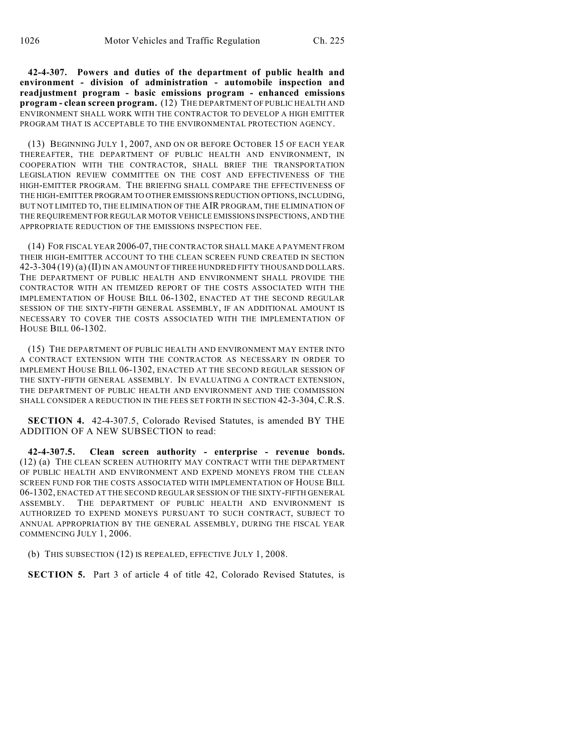**42-4-307. Powers and duties of the department of public health and environment - division of administration - automobile inspection and readjustment program - basic emissions program - enhanced emissions program - clean screen program.** (12) THE DEPARTMENT OF PUBLIC HEALTH AND ENVIRONMENT SHALL WORK WITH THE CONTRACTOR TO DEVELOP A HIGH EMITTER PROGRAM THAT IS ACCEPTABLE TO THE ENVIRONMENTAL PROTECTION AGENCY.

(13) BEGINNING JULY 1, 2007, AND ON OR BEFORE OCTOBER 15 OF EACH YEAR THEREAFTER, THE DEPARTMENT OF PUBLIC HEALTH AND ENVIRONMENT, IN COOPERATION WITH THE CONTRACTOR, SHALL BRIEF THE TRANSPORTATION LEGISLATION REVIEW COMMITTEE ON THE COST AND EFFECTIVENESS OF THE HIGH-EMITTER PROGRAM. THE BRIEFING SHALL COMPARE THE EFFECTIVENESS OF THE HIGH-EMITTER PROGRAM TO OTHER EMISSIONS REDUCTION OPTIONS, INCLUDING, BUT NOT LIMITED TO, THE ELIMINATION OF THE AIR PROGRAM, THE ELIMINATION OF THE REQUIREMENT FOR REGULAR MOTOR VEHICLE EMISSIONS INSPECTIONS, AND THE APPROPRIATE REDUCTION OF THE EMISSIONS INSPECTION FEE.

(14) FOR FISCAL YEAR 2006-07, THE CONTRACTOR SHALL MAKE A PAYMENT FROM THEIR HIGH-EMITTER ACCOUNT TO THE CLEAN SCREEN FUND CREATED IN SECTION 42-3-304 (19) (a) (II) IN AN AMOUNT OF THREE HUNDRED FIFTY THOUSAND DOLLARS. THE DEPARTMENT OF PUBLIC HEALTH AND ENVIRONMENT SHALL PROVIDE THE CONTRACTOR WITH AN ITEMIZED REPORT OF THE COSTS ASSOCIATED WITH THE IMPLEMENTATION OF HOUSE BILL 06-1302, ENACTED AT THE SECOND REGULAR SESSION OF THE SIXTY-FIFTH GENERAL ASSEMBLY, IF AN ADDITIONAL AMOUNT IS NECESSARY TO COVER THE COSTS ASSOCIATED WITH THE IMPLEMENTATION OF HOUSE BILL 06-1302.

(15) THE DEPARTMENT OF PUBLIC HEALTH AND ENVIRONMENT MAY ENTER INTO A CONTRACT EXTENSION WITH THE CONTRACTOR AS NECESSARY IN ORDER TO IMPLEMENT HOUSE BILL 06-1302, ENACTED AT THE SECOND REGULAR SESSION OF THE SIXTY-FIFTH GENERAL ASSEMBLY. IN EVALUATING A CONTRACT EXTENSION, THE DEPARTMENT OF PUBLIC HEALTH AND ENVIRONMENT AND THE COMMISSION SHALL CONSIDER A REDUCTION IN THE FEES SET FORTH IN SECTION 42-3-304, C.R.S.

**SECTION 4.** 42-4-307.5, Colorado Revised Statutes, is amended BY THE ADDITION OF A NEW SUBSECTION to read:

**42-4-307.5. Clean screen authority - enterprise - revenue bonds.** (12) (a) THE CLEAN SCREEN AUTHORITY MAY CONTRACT WITH THE DEPARTMENT OF PUBLIC HEALTH AND ENVIRONMENT AND EXPEND MONEYS FROM THE CLEAN SCREEN FUND FOR THE COSTS ASSOCIATED WITH IMPLEMENTATION OF HOUSE BILL 06-1302, ENACTED AT THE SECOND REGULAR SESSION OF THE SIXTY-FIFTH GENERAL ASSEMBLY. THE DEPARTMENT OF PUBLIC HEALTH AND ENVIRONMENT IS AUTHORIZED TO EXPEND MONEYS PURSUANT TO SUCH CONTRACT, SUBJECT TO ANNUAL APPROPRIATION BY THE GENERAL ASSEMBLY, DURING THE FISCAL YEAR COMMENCING JULY 1, 2006.

(b) THIS SUBSECTION (12) IS REPEALED, EFFECTIVE JULY 1, 2008.

**SECTION 5.** Part 3 of article 4 of title 42, Colorado Revised Statutes, is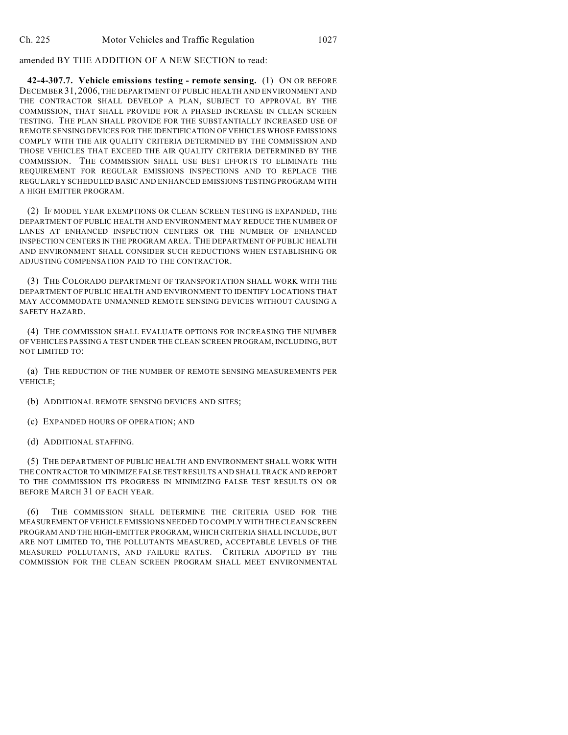amended BY THE ADDITION OF A NEW SECTION to read:

**42-4-307.7. Vehicle emissions testing - remote sensing.** (1) ON OR BEFORE DECEMBER 31, 2006, THE DEPARTMENT OF PUBLIC HEALTH AND ENVIRONMENT AND THE CONTRACTOR SHALL DEVELOP A PLAN, SUBJECT TO APPROVAL BY THE COMMISSION, THAT SHALL PROVIDE FOR A PHASED INCREASE IN CLEAN SCREEN TESTING. THE PLAN SHALL PROVIDE FOR THE SUBSTANTIALLY INCREASED USE OF REMOTE SENSING DEVICES FOR THE IDENTIFICATION OF VEHICLES WHOSE EMISSIONS COMPLY WITH THE AIR QUALITY CRITERIA DETERMINED BY THE COMMISSION AND THOSE VEHICLES THAT EXCEED THE AIR QUALITY CRITERIA DETERMINED BY THE COMMISSION. THE COMMISSION SHALL USE BEST EFFORTS TO ELIMINATE THE REQUIREMENT FOR REGULAR EMISSIONS INSPECTIONS AND TO REPLACE THE REGULARLY SCHEDULED BASIC AND ENHANCED EMISSIONS TESTING PROGRAM WITH A HIGH EMITTER PROGRAM.

(2) IF MODEL YEAR EXEMPTIONS OR CLEAN SCREEN TESTING IS EXPANDED, THE DEPARTMENT OF PUBLIC HEALTH AND ENVIRONMENT MAY REDUCE THE NUMBER OF LANES AT ENHANCED INSPECTION CENTERS OR THE NUMBER OF ENHANCED INSPECTION CENTERS IN THE PROGRAM AREA. THE DEPARTMENT OF PUBLIC HEALTH AND ENVIRONMENT SHALL CONSIDER SUCH REDUCTIONS WHEN ESTABLISHING OR ADJUSTING COMPENSATION PAID TO THE CONTRACTOR.

(3) THE COLORADO DEPARTMENT OF TRANSPORTATION SHALL WORK WITH THE DEPARTMENT OF PUBLIC HEALTH AND ENVIRONMENT TO IDENTIFY LOCATIONS THAT MAY ACCOMMODATE UNMANNED REMOTE SENSING DEVICES WITHOUT CAUSING A SAFETY HAZARD.

(4) THE COMMISSION SHALL EVALUATE OPTIONS FOR INCREASING THE NUMBER OF VEHICLES PASSING A TEST UNDER THE CLEAN SCREEN PROGRAM, INCLUDING, BUT NOT LIMITED TO:

(a) THE REDUCTION OF THE NUMBER OF REMOTE SENSING MEASUREMENTS PER VEHICLE;

(b) ADDITIONAL REMOTE SENSING DEVICES AND SITES;

(c) EXPANDED HOURS OF OPERATION; AND

(d) ADDITIONAL STAFFING.

(5) THE DEPARTMENT OF PUBLIC HEALTH AND ENVIRONMENT SHALL WORK WITH THE CONTRACTOR TO MINIMIZE FALSE TEST RESULTS AND SHALL TRACK AND REPORT TO THE COMMISSION ITS PROGRESS IN MINIMIZING FALSE TEST RESULTS ON OR BEFORE MARCH 31 OF EACH YEAR.

(6) THE COMMISSION SHALL DETERMINE THE CRITERIA USED FOR THE MEASUREMENT OF VEHICLE EMISSIONS NEEDED TO COMPLY WITH THE CLEAN SCREEN PROGRAM AND THE HIGH-EMITTER PROGRAM, WHICH CRITERIA SHALL INCLUDE, BUT ARE NOT LIMITED TO, THE POLLUTANTS MEASURED, ACCEPTABLE LEVELS OF THE MEASURED POLLUTANTS, AND FAILURE RATES. CRITERIA ADOPTED BY THE COMMISSION FOR THE CLEAN SCREEN PROGRAM SHALL MEET ENVIRONMENTAL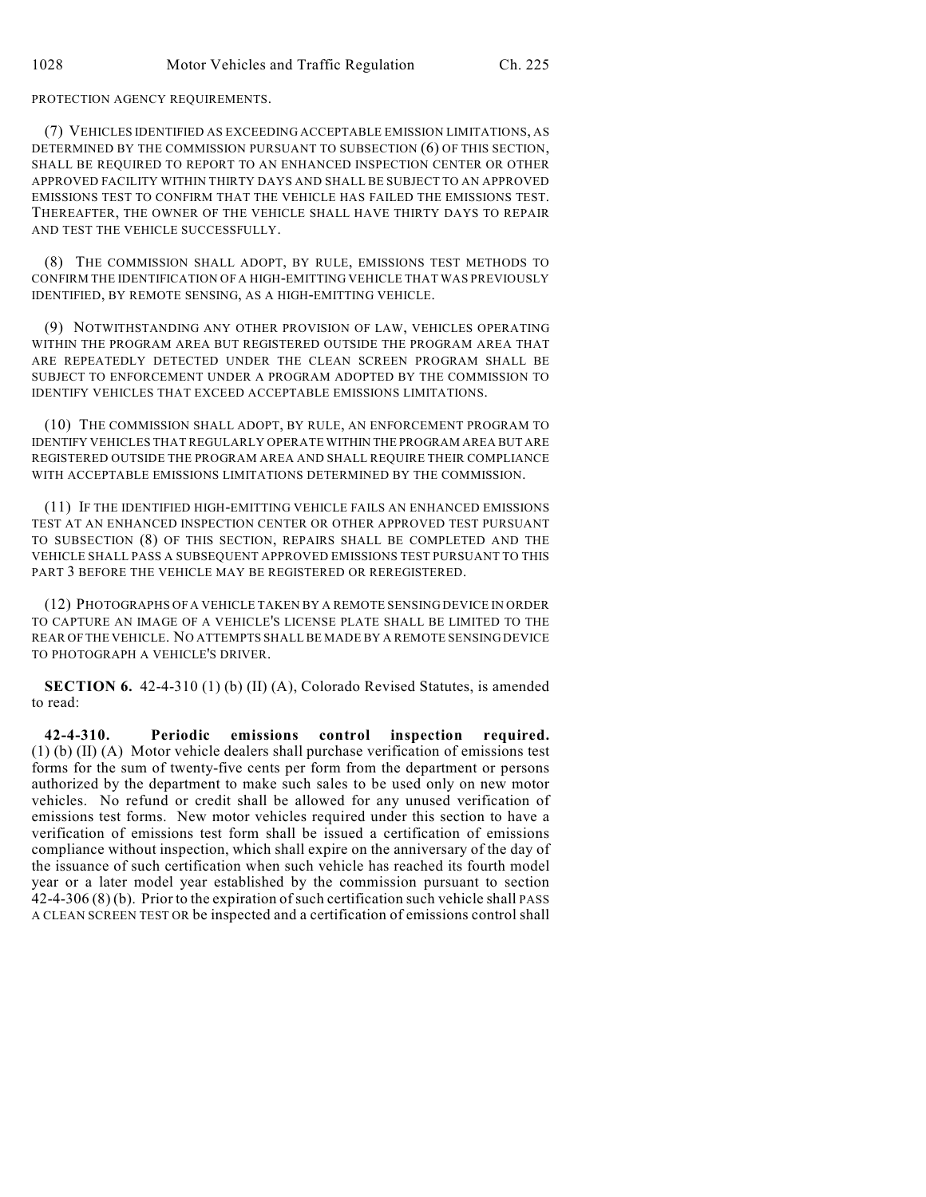PROTECTION AGENCY REQUIREMENTS.

(7) VEHICLES IDENTIFIED AS EXCEEDING ACCEPTABLE EMISSION LIMITATIONS, AS DETERMINED BY THE COMMISSION PURSUANT TO SUBSECTION (6) OF THIS SECTION, SHALL BE REQUIRED TO REPORT TO AN ENHANCED INSPECTION CENTER OR OTHER APPROVED FACILITY WITHIN THIRTY DAYS AND SHALL BE SUBJECT TO AN APPROVED EMISSIONS TEST TO CONFIRM THAT THE VEHICLE HAS FAILED THE EMISSIONS TEST. THEREAFTER, THE OWNER OF THE VEHICLE SHALL HAVE THIRTY DAYS TO REPAIR AND TEST THE VEHICLE SUCCESSFULLY.

(8) THE COMMISSION SHALL ADOPT, BY RULE, EMISSIONS TEST METHODS TO CONFIRM THE IDENTIFICATION OF A HIGH-EMITTING VEHICLE THAT WAS PREVIOUSLY IDENTIFIED, BY REMOTE SENSING, AS A HIGH-EMITTING VEHICLE.

(9) NOTWITHSTANDING ANY OTHER PROVISION OF LAW, VEHICLES OPERATING WITHIN THE PROGRAM AREA BUT REGISTERED OUTSIDE THE PROGRAM AREA THAT ARE REPEATEDLY DETECTED UNDER THE CLEAN SCREEN PROGRAM SHALL BE SUBJECT TO ENFORCEMENT UNDER A PROGRAM ADOPTED BY THE COMMISSION TO IDENTIFY VEHICLES THAT EXCEED ACCEPTABLE EMISSIONS LIMITATIONS.

(10) THE COMMISSION SHALL ADOPT, BY RULE, AN ENFORCEMENT PROGRAM TO IDENTIFY VEHICLES THAT REGULARLY OPERATE WITHIN THE PROGRAM AREA BUT ARE REGISTERED OUTSIDE THE PROGRAM AREA AND SHALL REQUIRE THEIR COMPLIANCE WITH ACCEPTABLE EMISSIONS LIMITATIONS DETERMINED BY THE COMMISSION.

(11) IF THE IDENTIFIED HIGH-EMITTING VEHICLE FAILS AN ENHANCED EMISSIONS TEST AT AN ENHANCED INSPECTION CENTER OR OTHER APPROVED TEST PURSUANT TO SUBSECTION (8) OF THIS SECTION, REPAIRS SHALL BE COMPLETED AND THE VEHICLE SHALL PASS A SUBSEQUENT APPROVED EMISSIONS TEST PURSUANT TO THIS PART 3 BEFORE THE VEHICLE MAY BE REGISTERED OR REREGISTERED.

(12) PHOTOGRAPHS OF A VEHICLE TAKEN BY A REMOTE SENSING DEVICE IN ORDER TO CAPTURE AN IMAGE OF A VEHICLE'S LICENSE PLATE SHALL BE LIMITED TO THE REAR OF THE VEHICLE. NO ATTEMPTS SHALL BE MADE BY A REMOTE SENSING DEVICE TO PHOTOGRAPH A VEHICLE'S DRIVER.

**SECTION 6.** 42-4-310 (1) (b) (II) (A), Colorado Revised Statutes, is amended to read:

**42-4-310. Periodic emissions control inspection required.** (1) (b) (II) (A) Motor vehicle dealers shall purchase verification of emissions test forms for the sum of twenty-five cents per form from the department or persons authorized by the department to make such sales to be used only on new motor vehicles. No refund or credit shall be allowed for any unused verification of emissions test forms. New motor vehicles required under this section to have a verification of emissions test form shall be issued a certification of emissions compliance without inspection, which shall expire on the anniversary of the day of the issuance of such certification when such vehicle has reached its fourth model year or a later model year established by the commission pursuant to section 42-4-306 (8) (b). Prior to the expiration of such certification such vehicle shall PASS A CLEAN SCREEN TEST OR be inspected and a certification of emissions control shall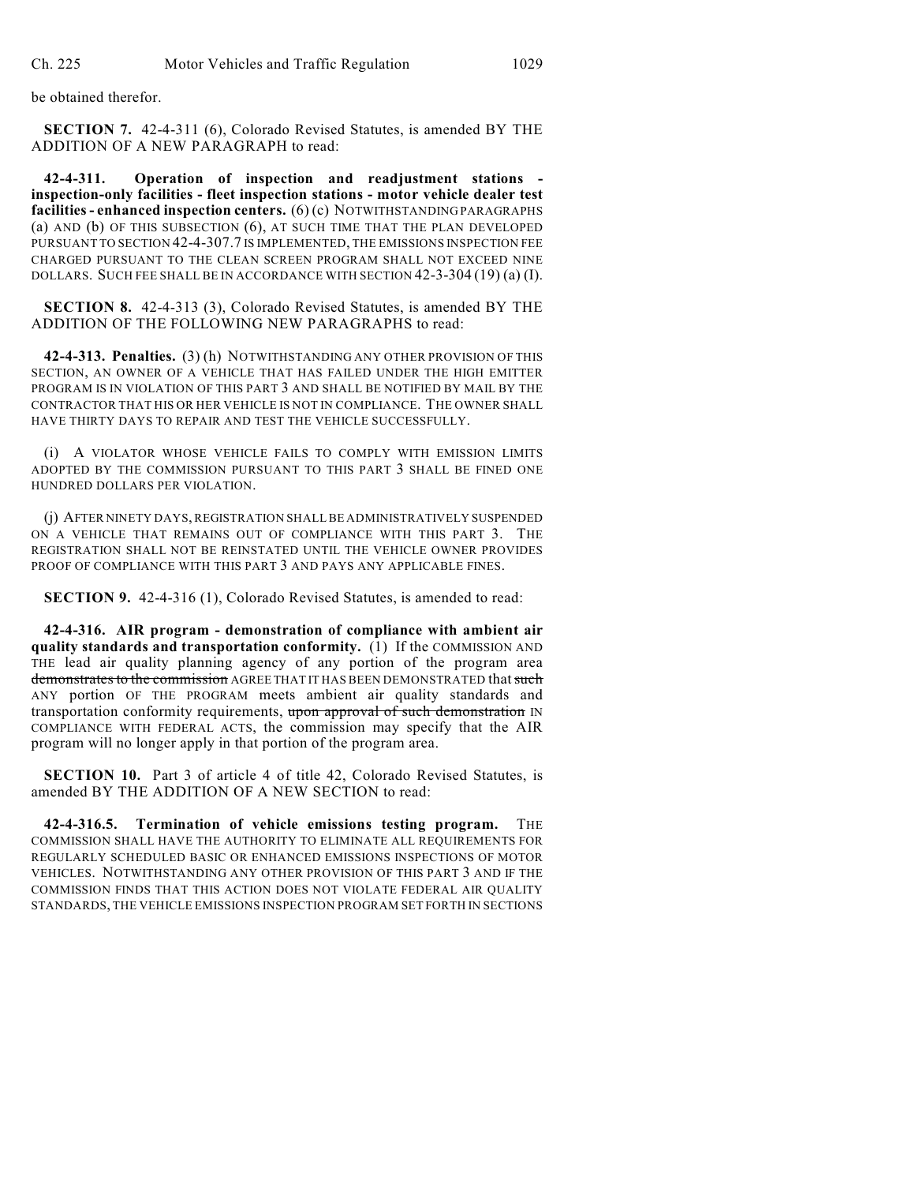be obtained therefor.

**SECTION 7.** 42-4-311 (6), Colorado Revised Statutes, is amended BY THE ADDITION OF A NEW PARAGRAPH to read:

**42-4-311. Operation of inspection and readjustment stations - inspection-only facilities - fleet inspection stations - motor vehicle dealer test facilities - enhanced inspection centers.** (6) (c) NOTWITHSTANDING PARAGRAPHS (a) AND (b) OF THIS SUBSECTION (6), AT SUCH TIME THAT THE PLAN DEVELOPED PURSUANT TO SECTION 42-4-307.7 IS IMPLEMENTED, THE EMISSIONS INSPECTION FEE CHARGED PURSUANT TO THE CLEAN SCREEN PROGRAM SHALL NOT EXCEED NINE DOLLARS. SUCH FEE SHALL BE IN ACCORDANCE WITH SECTION 42-3-304 (19) (a) (I).

**SECTION 8.** 42-4-313 (3), Colorado Revised Statutes, is amended BY THE ADDITION OF THE FOLLOWING NEW PARAGRAPHS to read:

**42-4-313. Penalties.** (3) (h) NOTWITHSTANDING ANY OTHER PROVISION OF THIS SECTION, AN OWNER OF A VEHICLE THAT HAS FAILED UNDER THE HIGH EMITTER PROGRAM IS IN VIOLATION OF THIS PART 3 AND SHALL BE NOTIFIED BY MAIL BY THE CONTRACTOR THAT HIS OR HER VEHICLE IS NOT IN COMPLIANCE. THE OWNER SHALL HAVE THIRTY DAYS TO REPAIR AND TEST THE VEHICLE SUCCESSFULLY.

(i) A VIOLATOR WHOSE VEHICLE FAILS TO COMPLY WITH EMISSION LIMITS ADOPTED BY THE COMMISSION PURSUANT TO THIS PART 3 SHALL BE FINED ONE HUNDRED DOLLARS PER VIOLATION.

(j) AFTER NINETY DAYS, REGISTRATION SHALL BE ADMINISTRATIVELY SUSPENDED ON A VEHICLE THAT REMAINS OUT OF COMPLIANCE WITH THIS PART 3. THE REGISTRATION SHALL NOT BE REINSTATED UNTIL THE VEHICLE OWNER PROVIDES PROOF OF COMPLIANCE WITH THIS PART 3 AND PAYS ANY APPLICABLE FINES.

**SECTION 9.** 42-4-316 (1), Colorado Revised Statutes, is amended to read:

**42-4-316. AIR program - demonstration of compliance with ambient air quality standards and transportation conformity.** (1) If the COMMISSION AND THE lead air quality planning agency of any portion of the program area ~~demonstrates to the commission~~ AGREE THAT IT HAS BEEN DEMONSTRATED that ~~such~~ ANY portion OF THE PROGRAM meets ambient air quality standards and transportation conformity requirements, ~~upon approval of such demonstration~~ IN COMPLIANCE WITH FEDERAL ACTS, the commission may specify that the AIR program will no longer apply in that portion of the program area.

**SECTION 10.** Part 3 of article 4 of title 42, Colorado Revised Statutes, is amended BY THE ADDITION OF A NEW SECTION to read:

**42-4-316.5. Termination of vehicle emissions testing program.** THE COMMISSION SHALL HAVE THE AUTHORITY TO ELIMINATE ALL REQUIREMENTS FOR REGULARLY SCHEDULED BASIC OR ENHANCED EMISSIONS INSPECTIONS OF MOTOR VEHICLES. NOTWITHSTANDING ANY OTHER PROVISION OF THIS PART 3 AND IF THE COMMISSION FINDS THAT THIS ACTION DOES NOT VIOLATE FEDERAL AIR QUALITY STANDARDS, THE VEHICLE EMISSIONS INSPECTION PROGRAM SET FORTH IN SECTIONS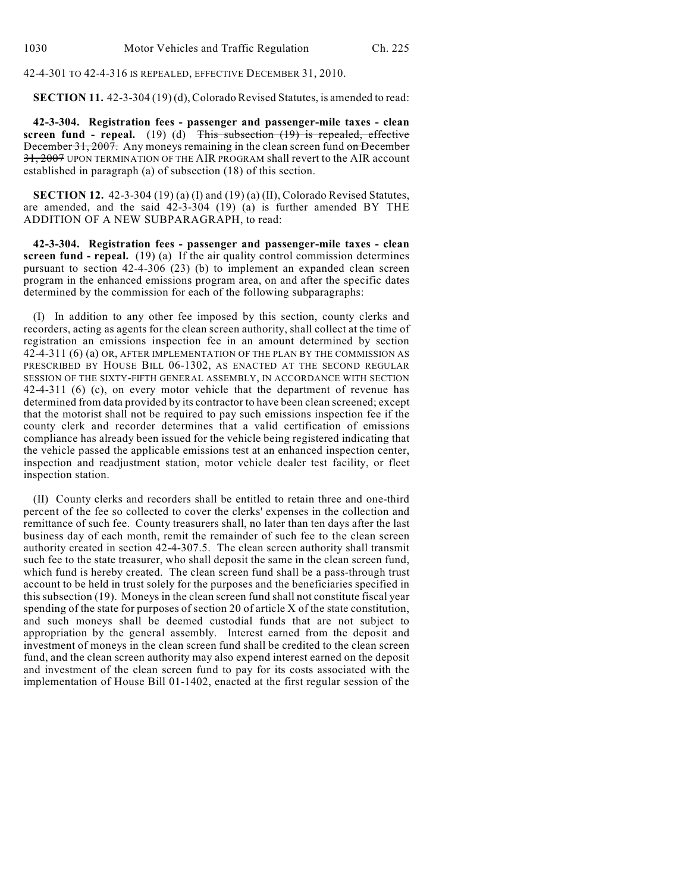42-4-301 TO 42-4-316 IS REPEALED, EFFECTIVE DECEMBER 31, 2010.

**SECTION 11.** 42-3-304 (19) (d), Colorado Revised Statutes, is amended to read:

**42-3-304. Registration fees - passenger and passenger-mile taxes - clean screen fund - repeal.** (19) (d) ~~This subsection (19) is repealed, effective December 31, 2007.~~ Any moneys remaining in the clean screen fund ~~on December 31, 2007~~ UPON TERMINATION OF THE AIR PROGRAM shall revert to the AIR account established in paragraph (a) of subsection (18) of this section.

**SECTION 12.** 42-3-304 (19) (a) (I) and (19) (a) (II), Colorado Revised Statutes, are amended, and the said 42-3-304 (19) (a) is further amended BY THE ADDITION OF A NEW SUBPARAGRAPH, to read:

**42-3-304. Registration fees - passenger and passenger-mile taxes - clean screen fund - repeal.** (19) (a) If the air quality control commission determines pursuant to section 42-4-306 (23) (b) to implement an expanded clean screen program in the enhanced emissions program area, on and after the specific dates determined by the commission for each of the following subparagraphs:

(I) In addition to any other fee imposed by this section, county clerks and recorders, acting as agents for the clean screen authority, shall collect at the time of registration an emissions inspection fee in an amount determined by section 42-4-311 (6) (a) OR, AFTER IMPLEMENTATION OF THE PLAN BY THE COMMISSION AS PRESCRIBED BY HOUSE BILL 06-1302, AS ENACTED AT THE SECOND REGULAR SESSION OF THE SIXTY-FIFTH GENERAL ASSEMBLY, IN ACCORDANCE WITH SECTION 42-4-311 (6) (c), on every motor vehicle that the department of revenue has determined from data provided by its contractor to have been clean screened; except that the motorist shall not be required to pay such emissions inspection fee if the county clerk and recorder determines that a valid certification of emissions compliance has already been issued for the vehicle being registered indicating that the vehicle passed the applicable emissions test at an enhanced inspection center, inspection and readjustment station, motor vehicle dealer test facility, or fleet inspection station.

(II) County clerks and recorders shall be entitled to retain three and one-third percent of the fee so collected to cover the clerks' expenses in the collection and remittance of such fee. County treasurers shall, no later than ten days after the last business day of each month, remit the remainder of such fee to the clean screen authority created in section 42-4-307.5. The clean screen authority shall transmit such fee to the state treasurer, who shall deposit the same in the clean screen fund, which fund is hereby created. The clean screen fund shall be a pass-through trust account to be held in trust solely for the purposes and the beneficiaries specified in this subsection (19). Moneys in the clean screen fund shall not constitute fiscal year spending of the state for purposes of section 20 of article X of the state constitution, and such moneys shall be deemed custodial funds that are not subject to appropriation by the general assembly. Interest earned from the deposit and investment of moneys in the clean screen fund shall be credited to the clean screen fund, and the clean screen authority may also expend interest earned on the deposit and investment of the clean screen fund to pay for its costs associated with the implementation of House Bill 01-1402, enacted at the first regular session of the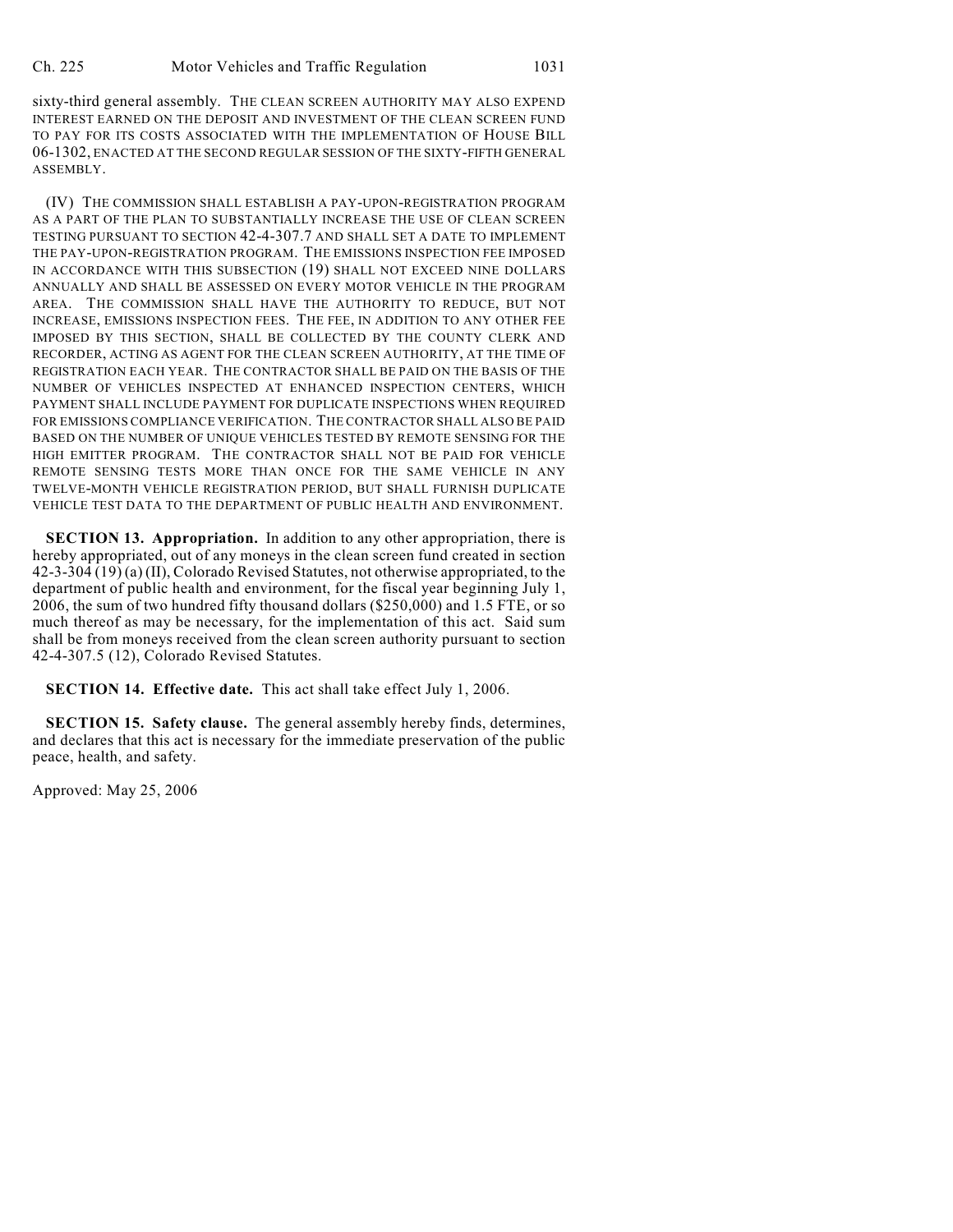sixty-third general assembly. THE CLEAN SCREEN AUTHORITY MAY ALSO EXPEND INTEREST EARNED ON THE DEPOSIT AND INVESTMENT OF THE CLEAN SCREEN FUND TO PAY FOR ITS COSTS ASSOCIATED WITH THE IMPLEMENTATION OF HOUSE BILL 06-1302, ENACTED AT THE SECOND REGULAR SESSION OF THE SIXTY-FIFTH GENERAL ASSEMBLY.

(IV) THE COMMISSION SHALL ESTABLISH A PAY-UPON-REGISTRATION PROGRAM AS A PART OF THE PLAN TO SUBSTANTIALLY INCREASE THE USE OF CLEAN SCREEN TESTING PURSUANT TO SECTION 42-4-307.7 AND SHALL SET A DATE TO IMPLEMENT THE PAY-UPON-REGISTRATION PROGRAM. THE EMISSIONS INSPECTION FEE IMPOSED IN ACCORDANCE WITH THIS SUBSECTION (19) SHALL NOT EXCEED NINE DOLLARS ANNUALLY AND SHALL BE ASSESSED ON EVERY MOTOR VEHICLE IN THE PROGRAM AREA. THE COMMISSION SHALL HAVE THE AUTHORITY TO REDUCE, BUT NOT INCREASE, EMISSIONS INSPECTION FEES. THE FEE, IN ADDITION TO ANY OTHER FEE IMPOSED BY THIS SECTION, SHALL BE COLLECTED BY THE COUNTY CLERK AND RECORDER, ACTING AS AGENT FOR THE CLEAN SCREEN AUTHORITY, AT THE TIME OF REGISTRATION EACH YEAR. THE CONTRACTOR SHALL BE PAID ON THE BASIS OF THE NUMBER OF VEHICLES INSPECTED AT ENHANCED INSPECTION CENTERS, WHICH PAYMENT SHALL INCLUDE PAYMENT FOR DUPLICATE INSPECTIONS WHEN REQUIRED FOR EMISSIONS COMPLIANCE VERIFICATION. THE CONTRACTOR SHALL ALSO BE PAID BASED ON THE NUMBER OF UNIQUE VEHICLES TESTED BY REMOTE SENSING FOR THE HIGH EMITTER PROGRAM. THE CONTRACTOR SHALL NOT BE PAID FOR VEHICLE REMOTE SENSING TESTS MORE THAN ONCE FOR THE SAME VEHICLE IN ANY TWELVE-MONTH VEHICLE REGISTRATION PERIOD, BUT SHALL FURNISH DUPLICATE VEHICLE TEST DATA TO THE DEPARTMENT OF PUBLIC HEALTH AND ENVIRONMENT.

**SECTION 13. Appropriation.** In addition to any other appropriation, there is hereby appropriated, out of any moneys in the clean screen fund created in section 42-3-304 (19) (a) (II), Colorado Revised Statutes, not otherwise appropriated, to the department of public health and environment, for the fiscal year beginning July 1, 2006, the sum of two hundred fifty thousand dollars ($250,000) and 1.5 FTE, or so much thereof as may be necessary, for the implementation of this act. Said sum shall be from moneys received from the clean screen authority pursuant to section 42-4-307.5 (12), Colorado Revised Statutes.

**SECTION 14. Effective date.** This act shall take effect July 1, 2006.

**SECTION 15. Safety clause.** The general assembly hereby finds, determines, and declares that this act is necessary for the immediate preservation of the public peace, health, and safety.

Approved: May 25, 2006